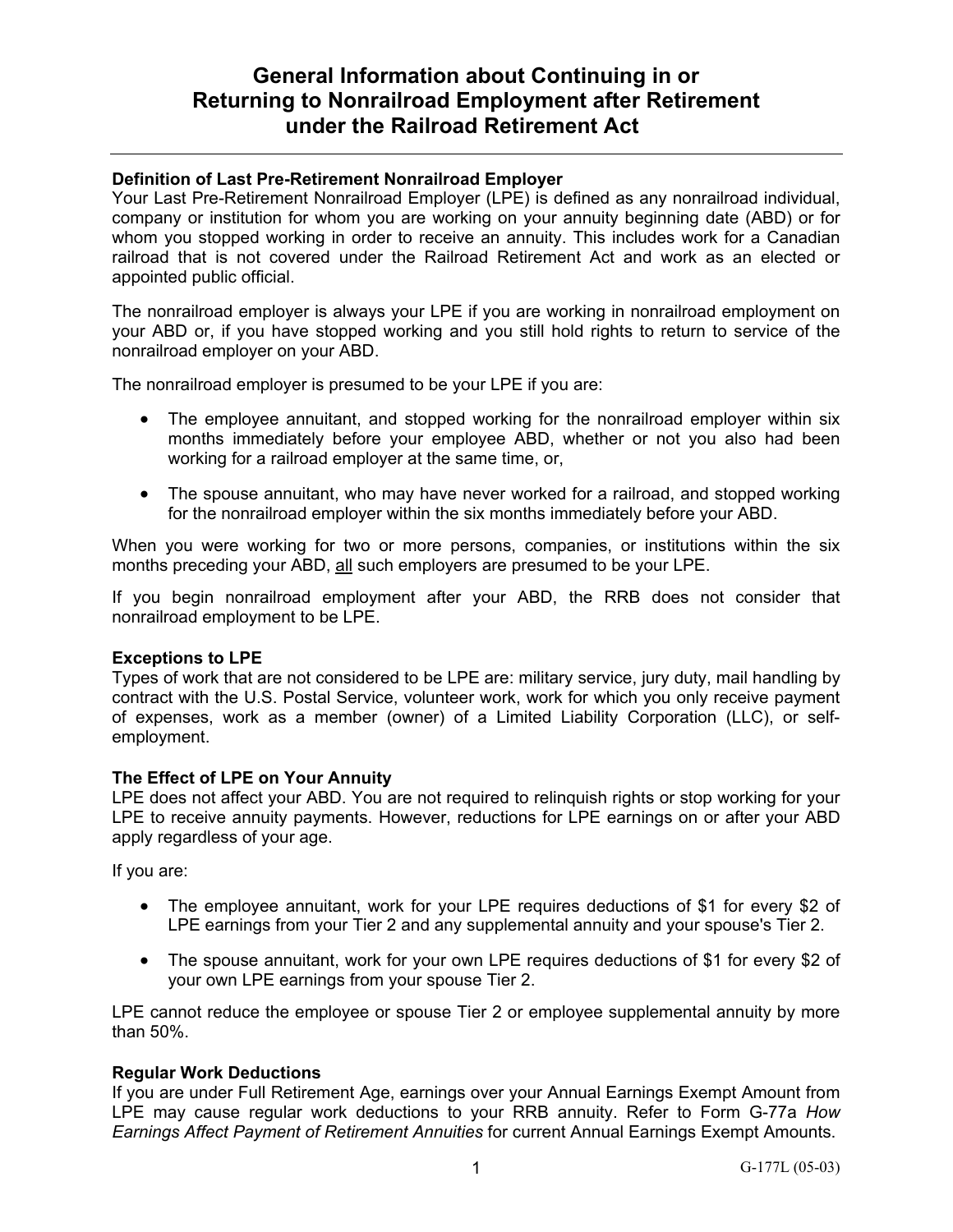# General Information about Continuing in or Returning to Nonrailroad Employment after Retirement under the Railroad Retirement Act

### Definition of Last Pre-Retirement Nonrailroad Employer

Your Last Pre-Retirement Nonrailroad Employer (LPE) is defined as any nonrailroad individual, company or institution for whom you are working on your annuity beginning date (ABD) or for whom you stopped working in order to receive an annuity. This includes work for a Canadian railroad that is not covered under the Railroad Retirement Act and work as an elected or appointed public official.

The nonrailroad employer is always your LPE if you are working in nonrailroad employment on your ABD or, if you have stopped working and you still hold rights to return to service of the nonrailroad employer on your ABD.

The nonrailroad employer is presumed to be your LPE if you are:

- The employee annuitant, and stopped working for the nonrailroad employer within six months immediately before your employee ABD, whether or not you also had been working for a railroad employer at the same time, or,
- The spouse annuitant, who may have never worked for a railroad, and stopped working for the nonrailroad employer within the six months immediately before your ABD.

When you were working for two or more persons, companies, or institutions within the six months preceding your ABD, <u>all</u> such employers are presumed to be your LPE.

If you begin nonrailroad employment after your ABD, the RRB does not consider that nonrailroad employment to be LPE.

### Exceptions to LPE

Types of work that are not considered to be LPE are: military service, jury duty, mail handling by contract with the U.S. Postal Service, volunteer work, work for which you only receive payment of expenses, work as a member (owner) of a Limited Liability Corporation (LLC), or self-employment.

### The Effect of LPE on Your Annuity

LPE does not affect your ABD. You are not required to relinquish rights or stop working for your LPE to receive annuity payments. However, reductions for LPE earnings on or after your ABD apply regardless of your age.

If you are:

- The employee annuitant, work for your LPE requires deductions of $1 for every $2 of LPE earnings from your Tier 2 and any supplemental annuity and your spouse's Tier 2.
- The spouse annuitant, work for your own LPE requires deductions of $1 for every $2 of your own LPE earnings from your spouse Tier 2.

LPE cannot reduce the employee or spouse Tier 2 or employee supplemental annuity by more than 50%.

### Regular Work Deductions

If you are under Full Retirement Age, earnings over your Annual Earnings Exempt Amount from LPE may cause regular work deductions to your RRB annuity. Refer to Form G-77a *How Earnings Affect Payment of Retirement Annuities* for current Annual Earnings Exempt Amounts.

G-177L (05-03)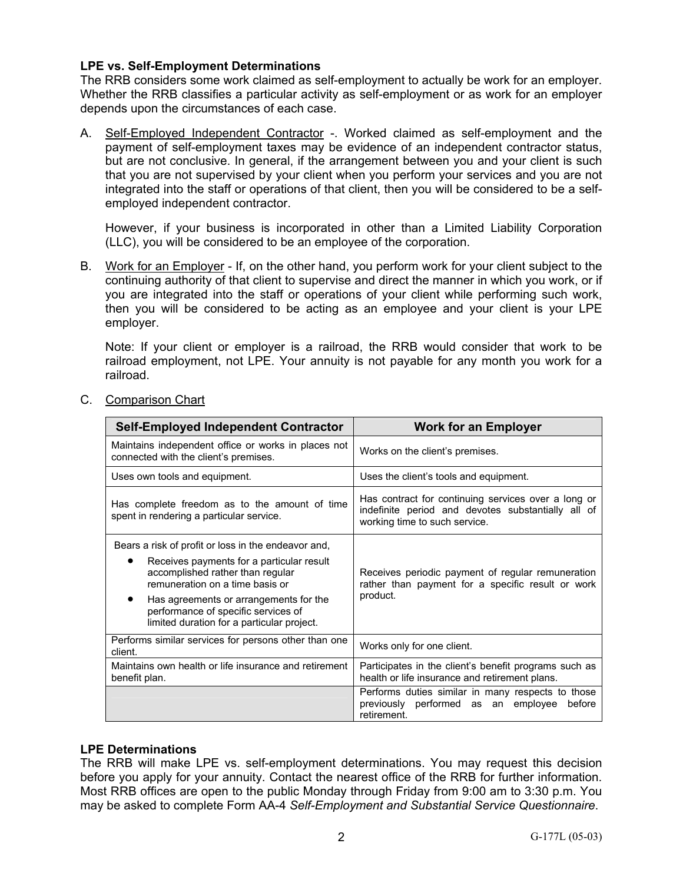**LPE vs. Self-Employment Determinations**

The RRB considers some work claimed as self-employment to actually be work for an employer. Whether the RRB classifies a particular activity as self-employment or as work for an employer depends upon the circumstances of each case.

A. Self-Employed Independent Contractor -. Worked claimed as self-employment and the payment of self-employment taxes may be evidence of an independent contractor status, but are not conclusive. In general, if the arrangement between you and your client is such that you are not supervised by your client when you perform your services and you are not integrated into the staff or operations of that client, then you will be considered to be a self-employed independent contractor.

   However, if your business is incorporated in other than a Limited Liability Corporation (LLC), you will be considered to be an employee of the corporation.

B. Work for an Employer - If, on the other hand, you perform work for your client subject to the continuing authority of that client to supervise and direct the manner in which you work, or if you are integrated into the staff or operations of your client while performing such work, then you will be considered to be acting as an employee and your client is your LPE employer.

   Note: If your client or employer is a railroad, the RRB would consider that work to be railroad employment, not LPE. Your annuity is not payable for any month you work for a railroad.

C. Comparison Chart

| Self-Employed Independent Contractor | Work for an Employer |
|---|---|
| Maintains independent office or works in places not connected with the client's premises. | Works on the client's premises. |
| Uses own tools and equipment. | Uses the client's tools and equipment. |
| Has complete freedom as to the amount of time spent in rendering a particular service. | Has contract for continuing services over a long or indefinite period and devotes substantially all of working time to such service. |
| Bears a risk of profit or loss in the endeavor and, <br>• Receives payments for a particular result accomplished rather than regular remuneration on a time basis or <br>• Has agreements or arrangements for the performance of specific services of limited duration for a particular project. | Receives periodic payment of regular remuneration rather than payment for a specific result or work product. |
| Performs similar services for persons other than one client. | Works only for one client. |
| Maintains own health or life insurance and retirement benefit plan. | Participates in the client's benefit programs such as health or life insurance and retirement plans. |
| | Performs duties similar in many respects to those previously performed as an employee before retirement. |

**LPE Determinations**

The RRB will make LPE vs. self-employment determinations. You may request this decision before you apply for your annuity. Contact the nearest office of the RRB for further information. Most RRB offices are open to the public Monday through Friday from 9:00 am to 3:30 p.m. You may be asked to complete Form AA-4 *Self-Employment and Substantial Service Questionnaire*.